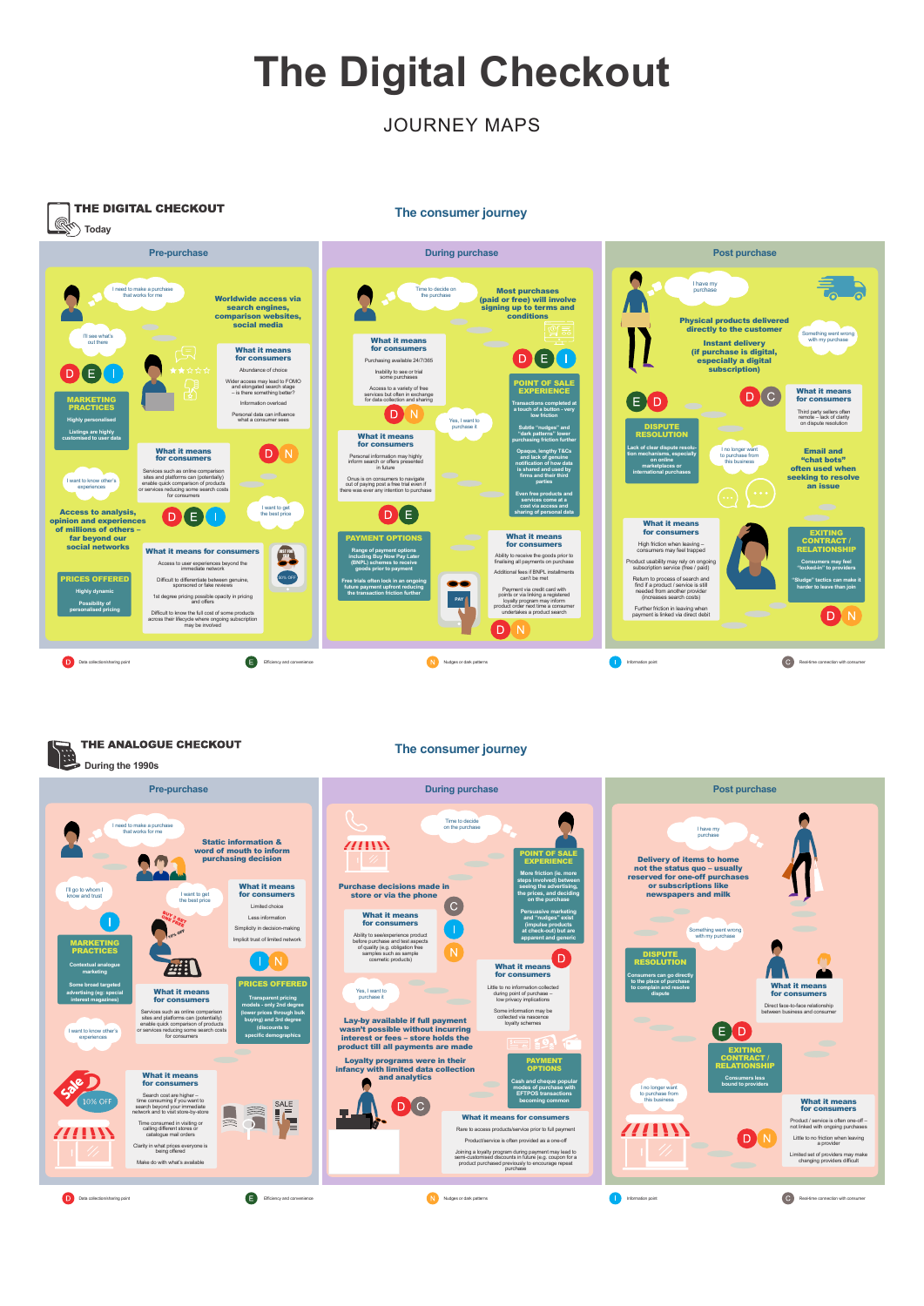# The Digital Checkout

JOURNEY MAPS

## THE DIGITAL CHECKOUT

Today

### The consumer journey

### Pre-purchase

I need to make a purchase that works for me

**Worldwide access via search engines, comparison websites, social media**

I'll see what's out there

D E I

**MARKETING PRACTICES**

Highly personalised

Listings are highly customised to user data

**What it means for consumers**

Abundance of choice

Wider access may lead to FOMO and elongated search stage – is there something better?

Information overload

Personal data can influence what a consumer sees

I want to know other's experiences

**What it means for consumers**

Services such as online comparison sites and platforms can (potentially) enable quick comparison of products or services reducing some search costs for consumers

D N

I want to get the best price

**Access to analysis, opinion and experiences of millions of others – far beyond our social networks**

D E I

**What it means for consumers**

Access to user experiences beyond the immediate network

Difficult to differentiate between genuine, sponsored or fake reviews

1st degree pricing possible opacity in pricing and offers

Difficult to know the full cost of some products across their lifecycle where ongoing subscription may be involved

**PRICES OFFERED**

Highly dynamic

Possibility of personalised pricing

### During purchase

Time to decide on the purchase

**Most purchases (paid or free) will involve signing up to terms and conditions**

**What it means for consumers**

Purchasing available 24/7/365

Inability to see or trial some purchases

Access to a variety of free services but often in exchange for data collection and sharing

D E I

D N

Yes, I want to purchase it

**POINT OF SALE EXPERIENCE**

Transactions completed at a touch of a button - very low friction

Subtle "nudges" and "dark patterns" lower purchasing friction further

Opaque, lengthy T&Cs and lack of genuine notification of how data is shared and used by firms and their third parties

Even free products and services come at a cost via access and sharing of personal data

**What it means for consumers**

Personal information may highly inform search or offers presented in future

Onus is on consumers to navigate out of paying post a free trial even if there was ever any intention to purchase

D E

**PAYMENT OPTIONS**

Range of payment options including Buy Now Pay Later (BNPL) schemes to receive goods prior to payment

Free trials often lock in an ongoing future payment upfront reducing the transaction friction further

**What it means for consumers**

Ability to receive the goods prior to finalising all payments on purchase

Additional fees if BNPL instalments can't be met

Payment via credit card with points or via linking a registered loyalty program may inform product order next time a consumer undertakes a product search

D N

### Post purchase

I have my purchase

**Physical products delivered directly to the customer**

**Instant delivery (if purchase is digital, especially a digital subscription)**

Something went wrong with my purchase

E D

**DISPUTE RESOLUTION**

Lack of clear dispute resolution mechanisms, especially on online marketplaces or international purchases

D C

**What it means for consumers**

Third party sellers often remote – lack of clarity on dispute resolution

I no longer want to purchase from this business

**Email and "chat bots" often used when seeking to resolve an issue**

**What it means for consumers**

High friction when leaving – consumers may feel trapped

Product usability may rely on ongoing subscription service (free / paid)

Return to process of search and find if a product / service is still needed from another provider (increases search costs)

Further friction in leaving when payment is linked via direct debit

**EXITING CONTRACT / RELATIONSHIP**

Consumers may feel "locked-in" to providers

"Sludge" tactics can make it harder to leave than join

D N

D Data collection/sharing point — E Efficiency and convenience — N Nudges or dark patterns — I Information point — C Real-time connection with consumer

## THE ANALOGUE CHECKOUT

During the 1990s

### The consumer journey

### Pre-purchase

I need to make a purchase that works for me

**Static information & word of mouth to inform purchasing decision**

I'll go to whom I know and trust

I want to get the best price

**What it means for consumers**

Limited choice

Less information

Simplicity in decision-making

Implicit trust of limited network

I

**MARKETING PRACTICES**

Contextual analogue marketing

Some broad targeted advertising (eg: special interest magazines)

BUY 2 GET ONE FREE

10% OFF

I N

**What it means for consumers**

Services such as online comparison sites and platforms can (potentially) enable quick comparison of products or services reducing some search costs for consumers

**PRICES OFFERED**

Transparent pricing models - only 2nd degree (lower prices through bulk buying) and 3rd degree (discounts to specific demographics)

I want to know other's experiences

Sale

10% OFF

**What it means for consumers**

Search cost are higher – time consuming if you want to search beyond your immediate network and to visit store-by-store

Time consumed in visiting or calling different stores or catalogue mail orders

Clarity in what prices everyone is being offered

Make do with what's available

SALE

### During purchase

Time to decide on the purchase

**POINT OF SALE EXPERIENCE**

More friction (ie. more steps involved) between seeing the advertising, the prices, and deciding on the purchase

Persuasive marketing and "nudges" exist (impulse products at check-out) but are apparent and generic

**Purchase decisions made in store or via the phone**

**What it means for consumers**

Ability to see/experience product before purchase and test aspects of quality (e.g. obligation free samples such as sample cosmetic products)

C I N

D

**What it means for consumers**

Little to no information collected during point of purchase – low privacy implications

Some information may be collected via newsagency loyalty schemes

Yes, I want to purchase it

**Lay-by available if full payment wasn't possible without incurring interest or fees – store holds the product till all payments are made**

**Loyalty programs were in their infancy with limited data collection and analytics**

**PAYMENT OPTIONS**

Cash and cheque popular modes of purchase with EFTPOS transactions becoming common

D C

**What it means for consumers**

Rare to access products/service prior to full payment

Product/service is often provided as a one-off

Joining a loyalty program during payment may lead to semi-customised discounts in future (e.g. coupon for a product purchased previously to encourage repeat purchase)

### Post purchase

I have my purchase

**Delivery of items to home not the status quo – usually reserved for one-off purchases or subscriptions like newspapers and milk**

Something went wrong with my purchase

**DISPUTE RESOLUTION**

Consumers can go directly to the place of purchase to complain and resolve dispute

**What it means for consumers**

Direct face-to-face relationship between business and consumer

E D

**EXITING CONTRACT / RELATIONSHIP**

Consumers less bound to providers

I no longer want to purchase from this business

D N

**What it means for consumers**

Product / service is often one-off – not linked with ongoing purchases

Little to no friction when leaving a provider

Limited set of providers may make changing providers difficult

D Data collection/sharing point — E Efficiency and convenience — N Nudges or dark patterns — I Information point — C Real-time connection with consumer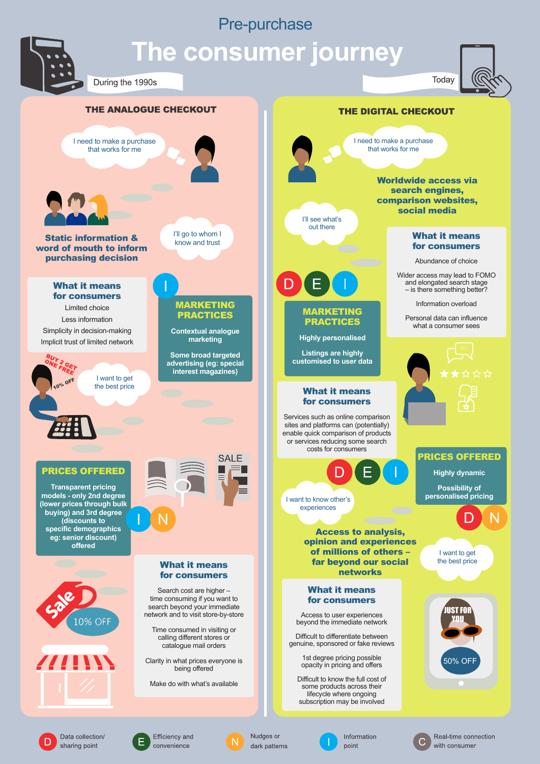# Pre-purchase

# The consumer journey

During the 1990s | Today

## THE ANALOGUE CHECKOUT

I need to make a purchase that works for me

**Static information & word of mouth to inform purchasing decision**

I'll go to whom I know and trust

### What it means for consumers

- Limited choice
- Less information
- Simplicity in decision-making
- Implicit trust of limited network

### MARKETING PRACTICES (I)

Contextual analogue marketing

Some broad targeted advertising (eg: special interest magazines)

BUY 2 GET ONE FREE

10% OFF

I want to get the best price

### PRICES OFFERED (I, N)

Transparent pricing models - only 2nd degree (lower prices through bulk buying) and 3rd degree (discounts to specific demographics eg: senior discount) offered

SALE

Sale

10% OFF

### What it means for consumers

Search cost are higher – time consuming if you want to search beyond your immediate network and to visit store-by-store

Time consumed in visiting or calling different stores or catalogue mail orders

Clarity in what prices everyone is being offered

Make do with what's available

## THE DIGITAL CHECKOUT

I need to make a purchase that works for me

**Worldwide access via search engines, comparison websites, social media**

I'll see what's out there

### What it means for consumers

Abundance of choice

Wider access may lead to FOMO and elongated search stage – is there something better?

Information overload

Personal data can influence what a consumer sees

### MARKETING PRACTICES (D, E, I)

Highly personalised

Listings are highly customised to user data

### What it means for consumers

Services such as online comparison sites and platforms can (potentially) enable quick comparison of products or services reducing some search costs for consumers

(D, E, I)

I want to know other's experiences

### PRICES OFFERED (D, N)

Highly dynamic

Possibility of personalised pricing

**Access to analysis, opinion and experiences of millions of others – far beyond our social networks**

I want to get the best price

### What it means for consumers

Access to user experiences beyond the immediate network

Difficult to differentiate between genuine, sponsored or fake reviews

1st degree pricing possible opacity in pricing and offers

Difficult to know the full cost of some products across their lifecycle where ongoing subscription may be involved

JUST FOR YOU

50% OFF

---

- **D** Data collection/ sharing point
- **E** Efficiency and convenience
- **N** Nudges or dark patterns
- **I** Information point
- **C** Real-time connection with consumer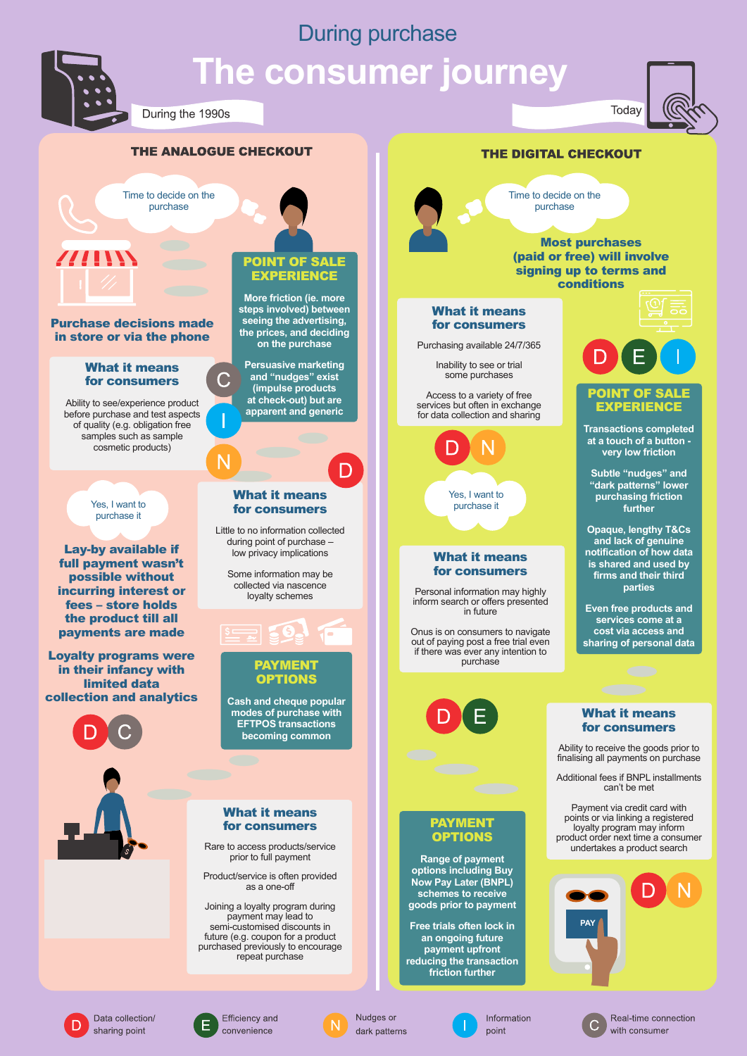During purchase

# The consumer journey

## During the 1990s

### THE ANALOGUE CHECKOUT

Time to decide on the purchase

**Purchase decisions made in store or via the phone**

#### What it means for consumers

Ability to see/experience product before purchase and test aspects of quality (e.g. obligation free samples such as sample cosmetic products)

C I N

#### POINT OF SALE EXPERIENCE

More friction (ie. more steps involved) between seeing the advertising, seeing the prices, and deciding on the purchase

Persuasive marketing and "nudges" exist (impulse products at check-out) but are apparent and generic

D

#### What it means for consumers

Little to no information collected during point of purchase – low privacy implications

Some information may be collected via nascence loyalty schemes

Yes, I want to purchase it

**Lay-by available if full payment wasn't possible without incurring interest or fees – store holds the product till all payments are made**

**Loyalty programs were in their infancy with limited data collection and analytics**

D C

#### PAYMENT OPTIONS

Cash and cheque popular modes of purchase with EFTPOS transactions becoming common

#### What it means for consumers

Rare to access products/service prior to full payment

Product/service is often provided as a one-off

Joining a loyalty program during payment may lead to semi-customised discounts in future (e.g. coupon for a product purchased previously to encourage repeat purchase

## Today

### THE DIGITAL CHECKOUT

Time to decide on the purchase

**Most purchases (paid or free) will involve signing up to terms and conditions**

#### What it means for consumers

Purchasing available 24/7/365

Inability to see or trial some purchases

Access to a variety of free services but often in exchange for data collection and sharing

D E I

#### POINT OF SALE EXPERIENCE

Transactions completed at a touch of a button - very low friction

Subtle "nudges" and "dark patterns" lower purchasing friction further

Opaque, lengthy T&Cs and lack of genuine notification of how data is shared and used by firms and their third parties

Even free products and services come at a cost via access and sharing of personal data

D N

Yes, I want to purchase it

#### What it means for consumers

Personal information may highly inform search or offers presented in future

Onus is on consumers to navigate out of paying post a free trial even if there was ever any intention to purchase

D E

#### What it means for consumers

Ability to receive the goods prior to finalising all payments on purchase

Additional fees if BNPL installments can't be met

Payment via credit card with points or via linking a registered loyalty program may inform product order next time a consumer undertakes a product search

#### PAYMENT OPTIONS

Range of payment options including Buy Now Pay Later (BNPL) schemes to receive goods prior to payment

Free trials often lock in an ongoing future payment upfront reducing the transaction friction further

PAY

D N

---

- D — Data collection/ sharing point
- E — Efficiency and convenience
- N — Nudges or dark patterns
- I — Information point
- C — Real-time connection with consumer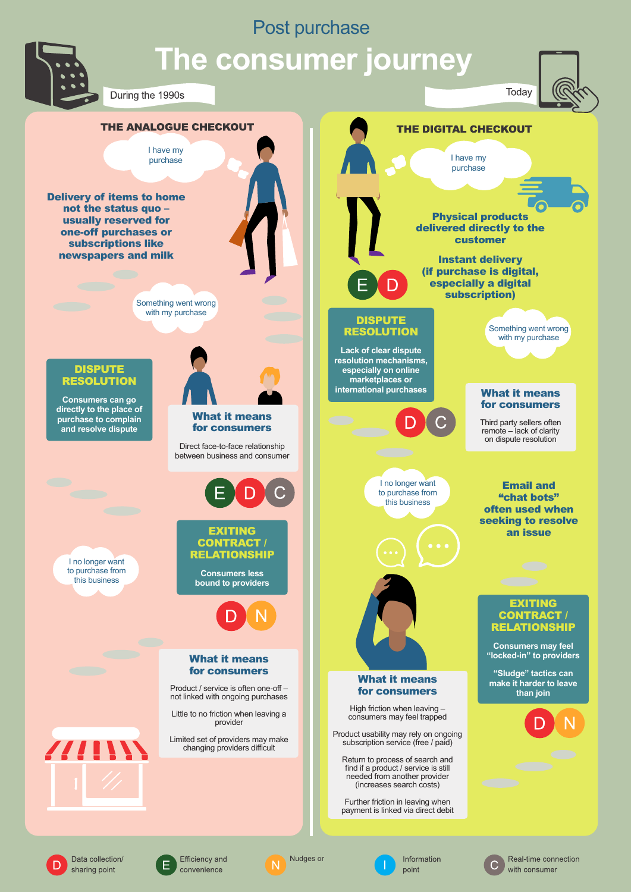# Post purchase

# The consumer journey

## During the 1990s

### THE ANALOGUE CHECKOUT

I have my purchase

**Delivery of items to home not the status quo – usually reserved for one-off purchases or subscriptions like newspapers and milk**

Something went wrong with my purchase

**DISPUTE RESOLUTION**

Consumers can go directly to the place of purchase to complain and resolve dispute

**What it means for consumers**

Direct face-to-face relationship between business and consumer

E D C

I no longer want to purchase from this business

**EXITING CONTRACT / RELATIONSHIP**

Consumers less bound to providers

D N

**What it means for consumers**

Product / service is often one-off – not linked with ongoing purchases

Little to no friction when leaving a provider

Limited set of providers may make changing providers difficult

## Today

### THE DIGITAL CHECKOUT

I have my purchase

**Physical products delivered directly to the customer**

**Instant delivery (if purchase is digital, especially a digital subscription)**

E D

**DISPUTE RESOLUTION**

Lack of clear dispute resolution mechanisms, especially on online marketplaces or international purchases

Something went wrong with my purchase

**What it means for consumers**

Third party sellers often remote – lack of clarity on dispute resolution

D C

I no longer want to purchase from this business

**Email and "chat bots" often used when seeking to resolve an issue**

**EXITING CONTRACT / RELATIONSHIP**

Consumers may feel "locked-in" to providers

"Sludge" tactics can make it harder to leave than join

D N

**What it means for consumers**

High friction when leaving – consumers may feel trapped

Product usability may rely on ongoing subscription service (free / paid)

Return to process of search and find if a product / service is still needed from another provider (increases search costs)

Further friction in leaving when payment is linked via direct debit

D Data collection/ sharing point

E Efficiency and convenience

N Nudges or

I Information point

C Real-time connection with consumer